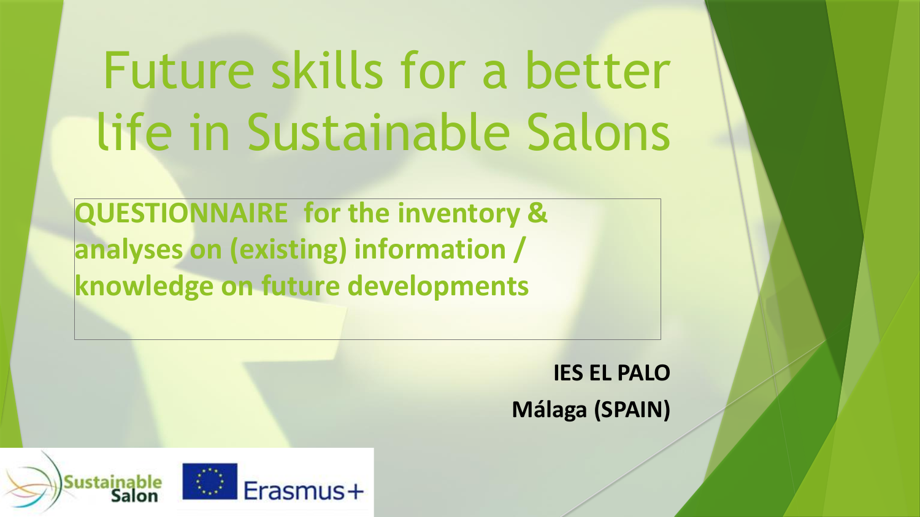# Future skills for a better life in Sustainable Salons

**QUESTIONNAIRE for the inventory & analyses on (existing) information / knowledge on future developments**

**IES EL PALO**

**Málaga (SPAIN)**

Sustainable Salon

Erasmus+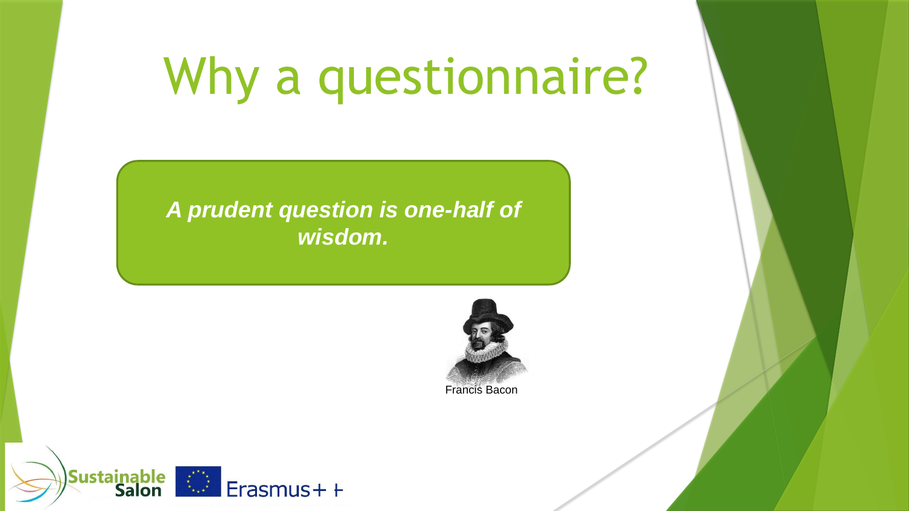# Why a questionnaire?

***A prudent question is one-half of wisdom.***

Francis Bacon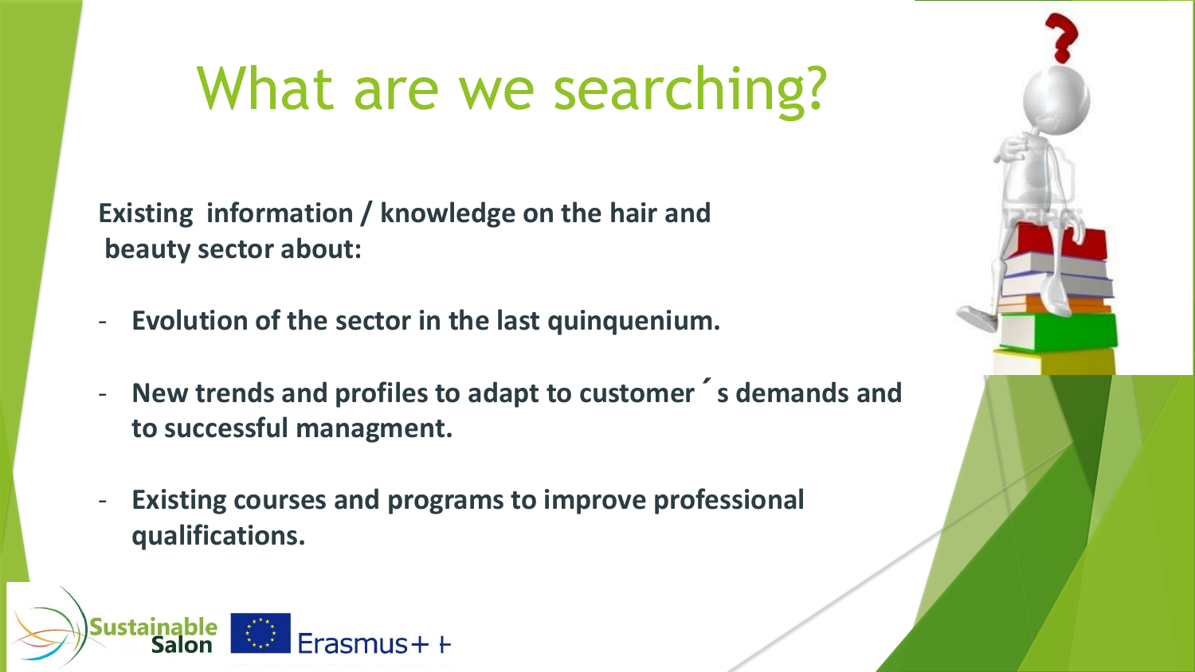# What are we searching?

**Existing information / knowledge on the hair and beauty sector about:**

- **Evolution of the sector in the last quinquenium.**
- **New trends and profiles to adapt to customer´s demands and to successful managment.**
- **Existing courses and programs to improve professional qualifications.**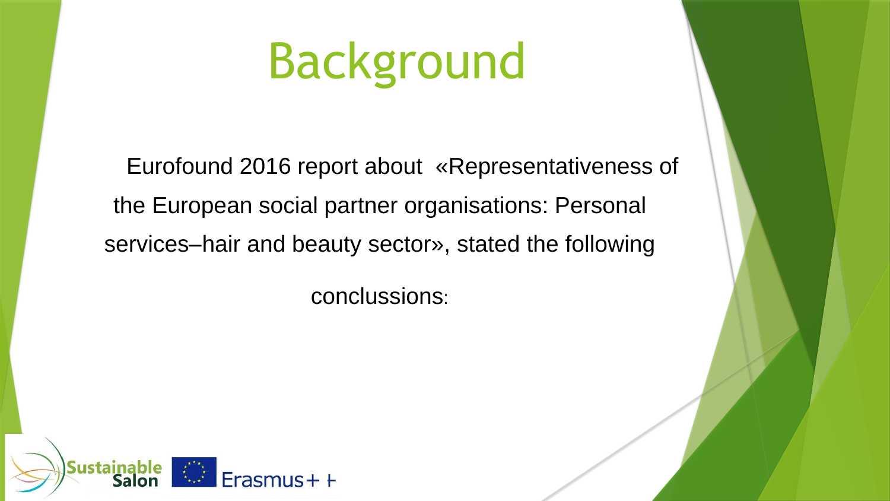# Background

Eurofound 2016 report about «Representativeness of the European social partner organisations: Personal services–hair and beauty sector», stated the following

conclussions: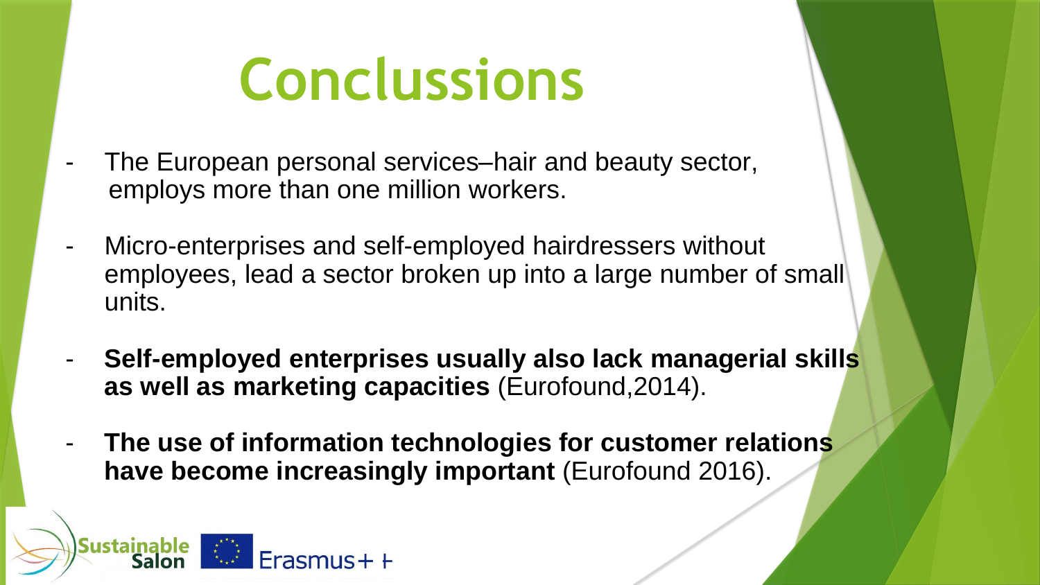# Conclussions

- The European personal services–hair and beauty sector, employs more than one million workers.
- Micro-enterprises and self-employed hairdressers without employees, lead a sector broken up into a large number of small units.
- **Self-employed enterprises usually also lack managerial skills as well as marketing capacities** (Eurofound,2014).
- **The use of information technologies for customer relations have become increasingly important** (Eurofound 2016).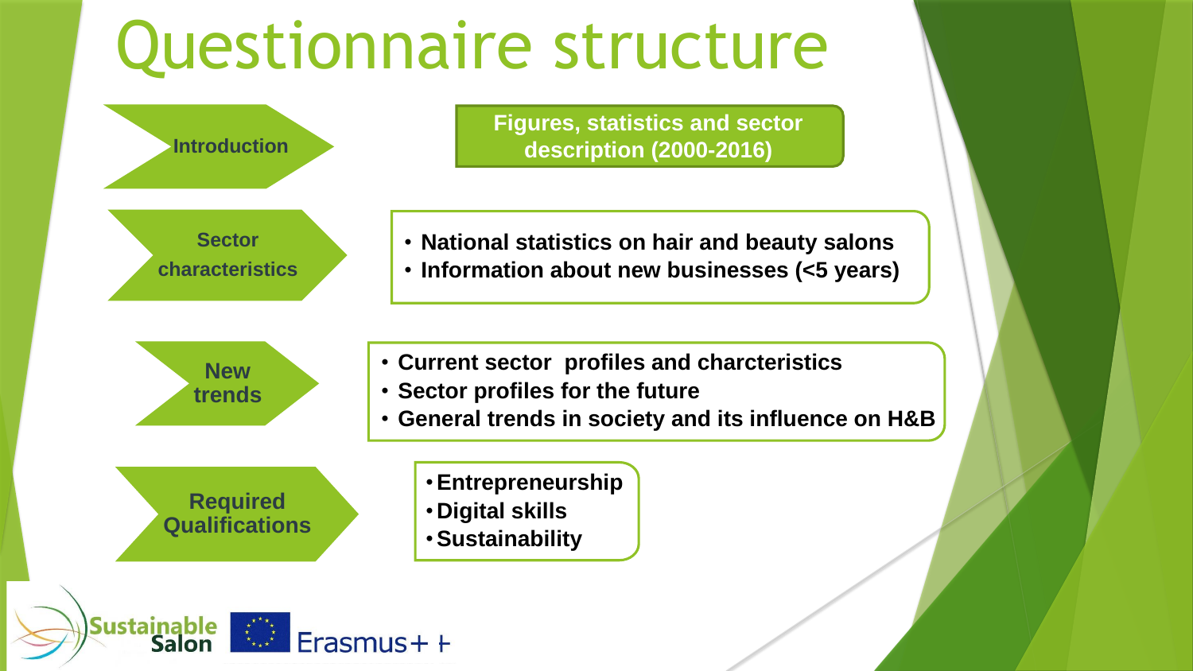# Questionnaire structure

**Introduction**

**Figures, statistics and sector description (2000-2016)**

**Sector characteristics**

- **National statistics on hair and beauty salons**
- **Information about new businesses (<5 years)**

**New trends**

- **Current sector profiles and charcteristics**
- **Sector profiles for the future**
- **General trends in society and its influence on H&B**

**Required Qualifications**

- **Entrepreneurship**
- **Digital skills**
- **Sustainability**

Sustainable Salon

Erasmus+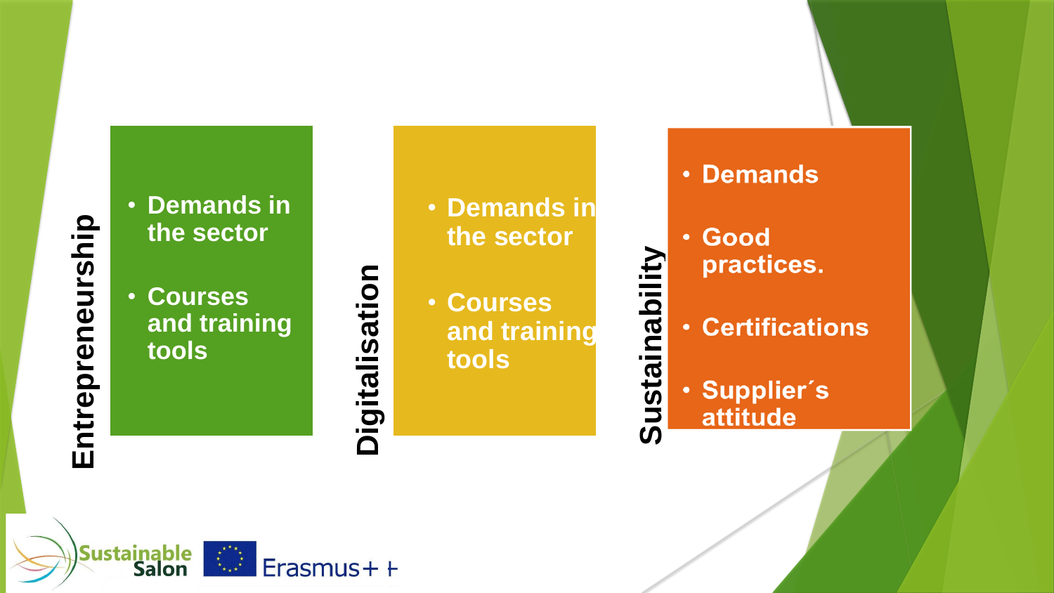## Entrepreneurship

- Demands in the sector
- Courses and training tools

## Digitalisation

- Demands in the sector
- Courses and training tools

## Sustainability

- Demands
- Good practices.
- Certifications
- Supplier´s attitude

Sustainable Salon Erasmus+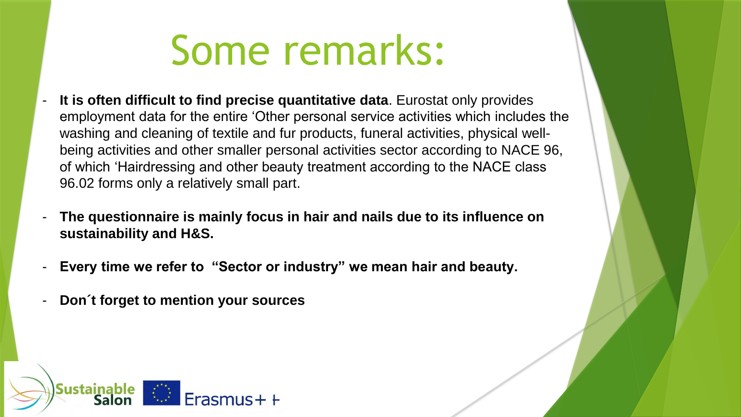# Some remarks:

- **It is often difficult to find precise quantitative data**. Eurostat only provides employment data for the entire 'Other personal service activities which includes the washing and cleaning of textile and fur products, funeral activities, physical well-being activities and other smaller personal activities sector according to NACE 96, of which 'Hairdressing and other beauty treatment according to the NACE class 96.02 forms only a relatively small part.
- **The questionnaire is mainly focus in hair and nails due to its influence on sustainability and H&S.**
- **Every time we refer to "Sector or industry" we mean hair and beauty.**
- **Don´t forget to mention your sources**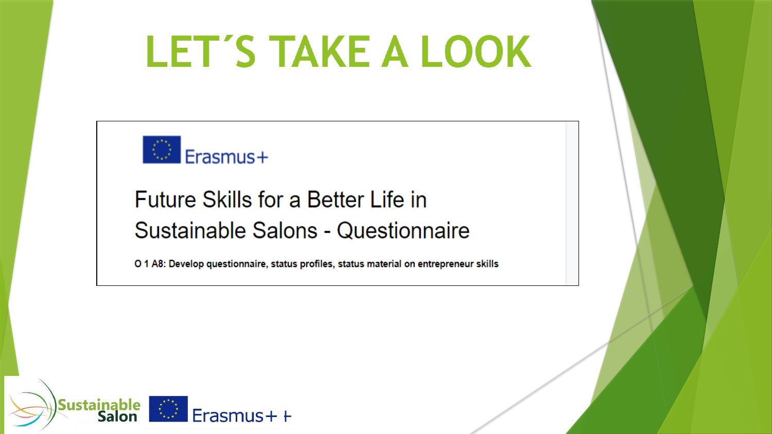# LET´S TAKE A LOOK

Erasmus+

## Future Skills for a Better Life in Sustainable Salons - Questionnaire

**O 1 A8: Develop questionnaire, status profiles, status material on entrepreneur skills**

Sustainable Salon

Erasmus+